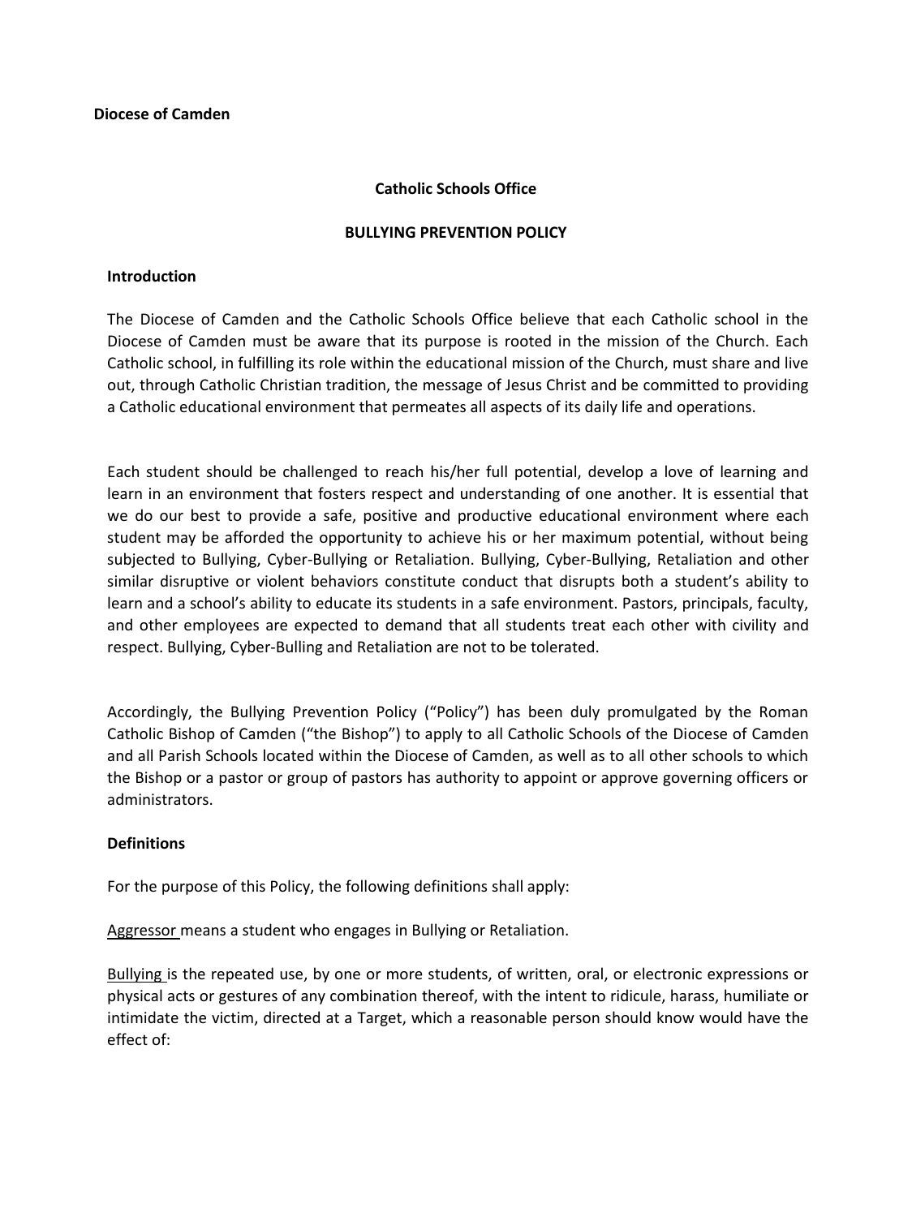**Diocese of Camden**

**Catholic Schools Office**

**BULLYING PREVENTION POLICY**

**Introduction**

The Diocese of Camden and the Catholic Schools Office believe that each Catholic school in the Diocese of Camden must be aware that its purpose is rooted in the mission of the Church. Each Catholic school, in fulfilling its role within the educational mission of the Church, must share and live out, through Catholic Christian tradition, the message of Jesus Christ and be committed to providing a Catholic educational environment that permeates all aspects of its daily life and operations.

Each student should be challenged to reach his/her full potential, develop a love of learning and learn in an environment that fosters respect and understanding of one another. It is essential that we do our best to provide a safe, positive and productive educational environment where each student may be afforded the opportunity to achieve his or her maximum potential, without being subjected to Bullying, Cyber-Bullying or Retaliation. Bullying, Cyber-Bullying, Retaliation and other similar disruptive or violent behaviors constitute conduct that disrupts both a student's ability to learn and a school's ability to educate its students in a safe environment. Pastors, principals, faculty, and other employees are expected to demand that all students treat each other with civility and respect. Bullying, Cyber-Bulling and Retaliation are not to be tolerated.

Accordingly, the Bullying Prevention Policy ("Policy") has been duly promulgated by the Roman Catholic Bishop of Camden ("the Bishop") to apply to all Catholic Schools of the Diocese of Camden and all Parish Schools located within the Diocese of Camden, as well as to all other schools to which the Bishop or a pastor or group of pastors has authority to appoint or approve governing officers or administrators.

**Definitions**

For the purpose of this Policy, the following definitions shall apply:

<u>Aggressor</u> means a student who engages in Bullying or Retaliation.

<u>Bullying</u> is the repeated use, by one or more students, of written, oral, or electronic expressions or physical acts or gestures of any combination thereof, with the intent to ridicule, harass, humiliate or intimidate the victim, directed at a Target, which a reasonable person should know would have the effect of: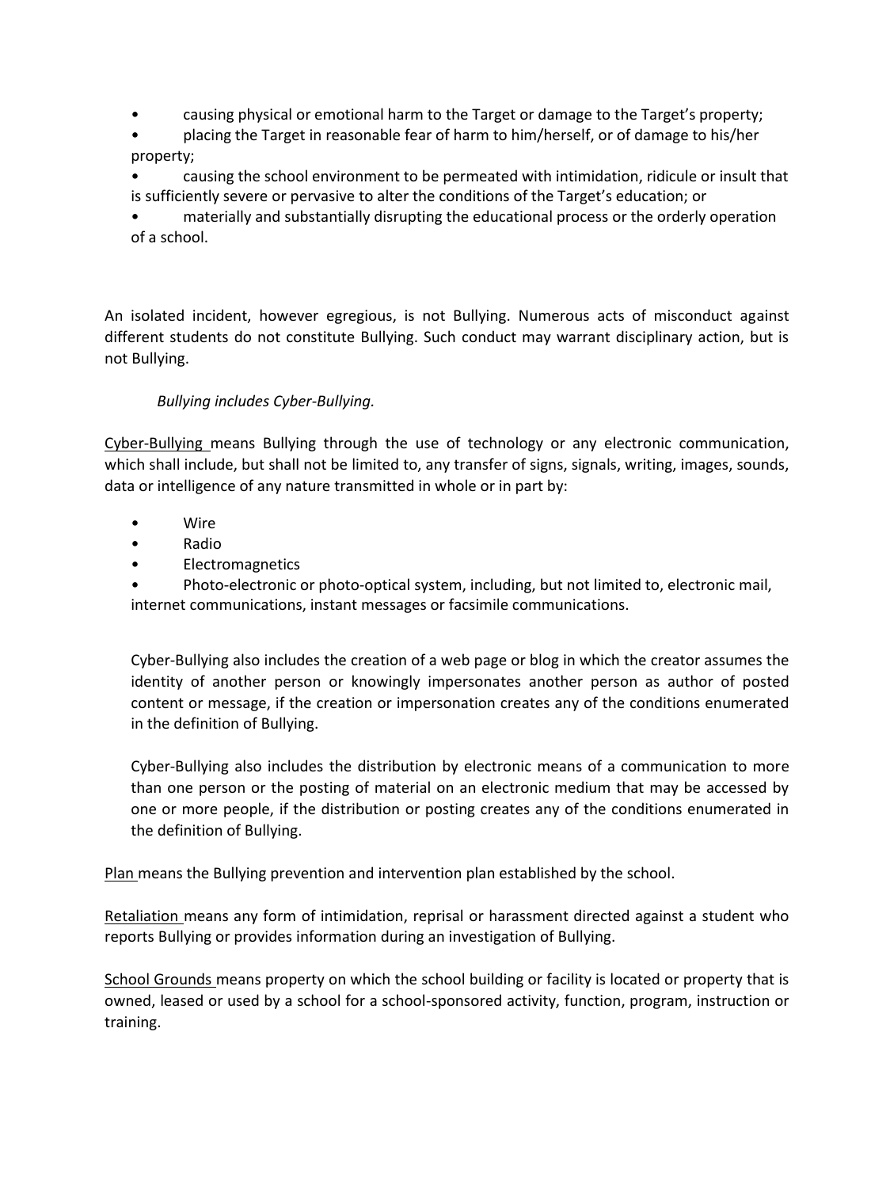- causing physical or emotional harm to the Target or damage to the Target's property;
- placing the Target in reasonable fear of harm to him/herself, or of damage to his/her property;
- causing the school environment to be permeated with intimidation, ridicule or insult that is sufficiently severe or pervasive to alter the conditions of the Target's education; or
- materially and substantially disrupting the educational process or the orderly operation of a school.

An isolated incident, however egregious, is not Bullying. Numerous acts of misconduct against different students do not constitute Bullying. Such conduct may warrant disciplinary action, but is not Bullying.

*Bullying includes Cyber-Bullying.*

<u>Cyber-Bullying</u> means Bullying through the use of technology or any electronic communication, which shall include, but shall not be limited to, any transfer of signs, signals, writing, images, sounds, data or intelligence of any nature transmitted in whole or in part by:

- Wire
- Radio
- Electromagnetics
- Photo-electronic or photo-optical system, including, but not limited to, electronic mail, internet communications, instant messages or facsimile communications.

Cyber-Bullying also includes the creation of a web page or blog in which the creator assumes the identity of another person or knowingly impersonates another person as author of posted content or message, if the creation or impersonation creates any of the conditions enumerated in the definition of Bullying.

Cyber-Bullying also includes the distribution by electronic means of a communication to more than one person or the posting of material on an electronic medium that may be accessed by one or more people, if the distribution or posting creates any of the conditions enumerated in the definition of Bullying.

<u>Plan</u> means the Bullying prevention and intervention plan established by the school.

<u>Retaliation</u> means any form of intimidation, reprisal or harassment directed against a student who reports Bullying or provides information during an investigation of Bullying.

<u>School Grounds</u> means property on which the school building or facility is located or property that is owned, leased or used by a school for a school-sponsored activity, function, program, instruction or training.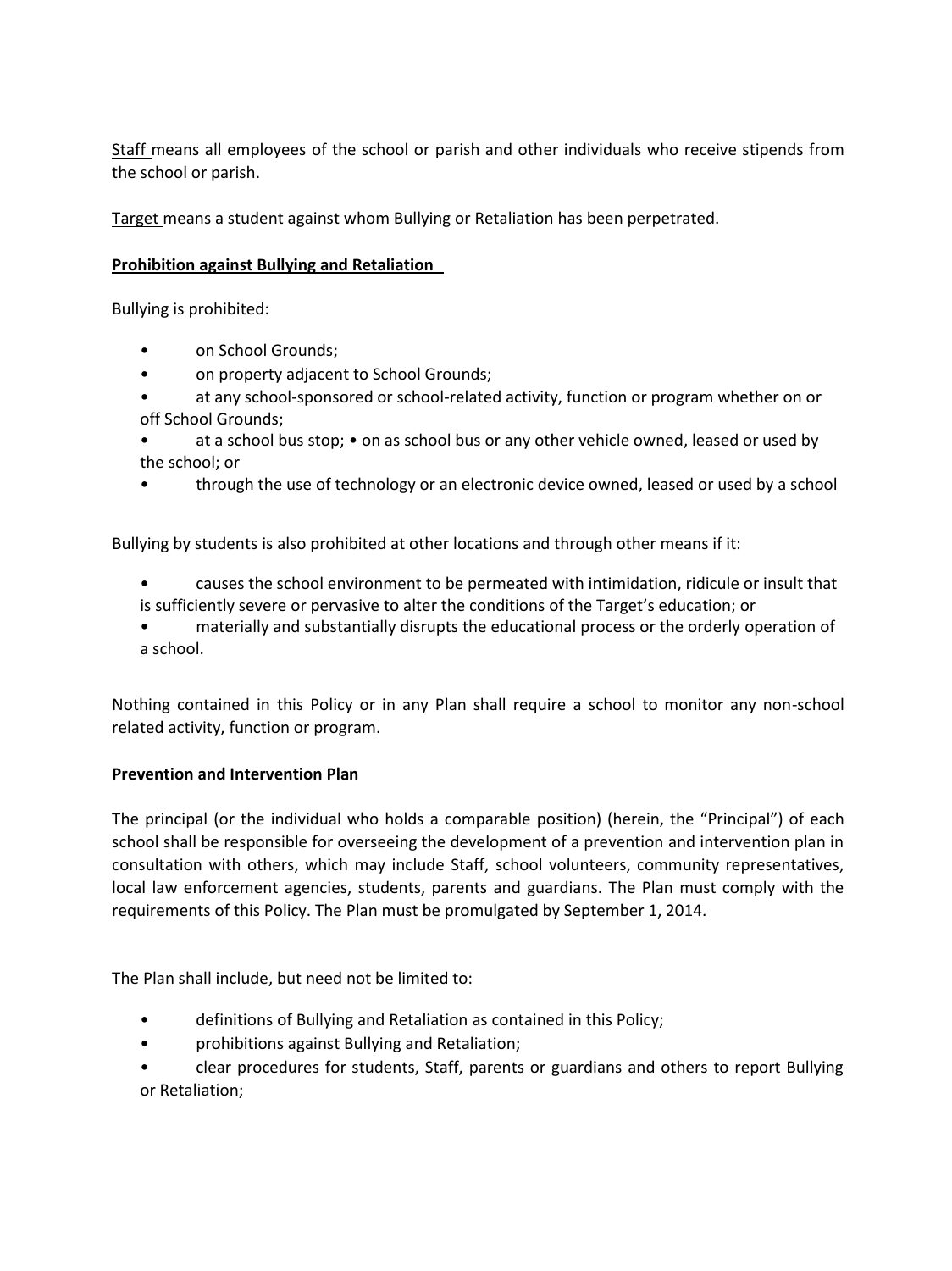Staff means all employees of the school or parish and other individuals who receive stipends from the school or parish.

Target means a student against whom Bullying or Retaliation has been perpetrated.

**Prohibition against Bullying and Retaliation**

Bullying is prohibited:

- on School Grounds;
- on property adjacent to School Grounds;
- at any school-sponsored or school-related activity, function or program whether on or off School Grounds;
- at a school bus stop; • on as school bus or any other vehicle owned, leased or used by the school; or
- through the use of technology or an electronic device owned, leased or used by a school

Bullying by students is also prohibited at other locations and through other means if it:

- causes the school environment to be permeated with intimidation, ridicule or insult that is sufficiently severe or pervasive to alter the conditions of the Target's education; or
- materially and substantially disrupts the educational process or the orderly operation of a school.

Nothing contained in this Policy or in any Plan shall require a school to monitor any non-school related activity, function or program.

**Prevention and Intervention Plan**

The principal (or the individual who holds a comparable position) (herein, the "Principal") of each school shall be responsible for overseeing the development of a prevention and intervention plan in consultation with others, which may include Staff, school volunteers, community representatives, local law enforcement agencies, students, parents and guardians. The Plan must comply with the requirements of this Policy. The Plan must be promulgated by September 1, 2014.

The Plan shall include, but need not be limited to:

- definitions of Bullying and Retaliation as contained in this Policy;
- prohibitions against Bullying and Retaliation;
- clear procedures for students, Staff, parents or guardians and others to report Bullying or Retaliation;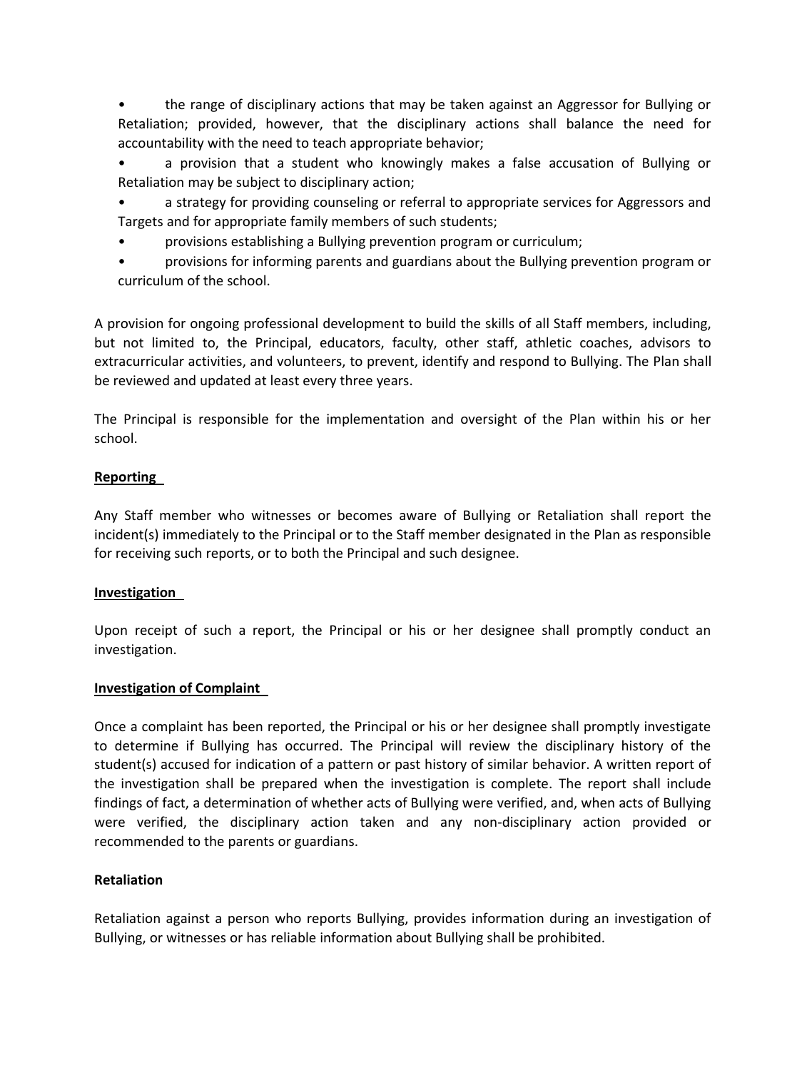- the range of disciplinary actions that may be taken against an Aggressor for Bullying or Retaliation; provided, however, that the disciplinary actions shall balance the need for accountability with the need to teach appropriate behavior;
- a provision that a student who knowingly makes a false accusation of Bullying or Retaliation may be subject to disciplinary action;
- a strategy for providing counseling or referral to appropriate services for Aggressors and Targets and for appropriate family members of such students;
- provisions establishing a Bullying prevention program or curriculum;
- provisions for informing parents and guardians about the Bullying prevention program or curriculum of the school.

A provision for ongoing professional development to build the skills of all Staff members, including, but not limited to, the Principal, educators, faculty, other staff, athletic coaches, advisors to extracurricular activities, and volunteers, to prevent, identify and respond to Bullying. The Plan shall be reviewed and updated at least every three years.

The Principal is responsible for the implementation and oversight of the Plan within his or her school.

**Reporting**

Any Staff member who witnesses or becomes aware of Bullying or Retaliation shall report the incident(s) immediately to the Principal or to the Staff member designated in the Plan as responsible for receiving such reports, or to both the Principal and such designee.

**Investigation**

Upon receipt of such a report, the Principal or his or her designee shall promptly conduct an investigation.

**Investigation of Complaint**

Once a complaint has been reported, the Principal or his or her designee shall promptly investigate to determine if Bullying has occurred. The Principal will review the disciplinary history of the student(s) accused for indication of a pattern or past history of similar behavior. A written report of the investigation shall be prepared when the investigation is complete. The report shall include findings of fact, a determination of whether acts of Bullying were verified, and, when acts of Bullying were verified, the disciplinary action taken and any non-disciplinary action provided or recommended to the parents or guardians.

**Retaliation**

Retaliation against a person who reports Bullying, provides information during an investigation of Bullying, or witnesses or has reliable information about Bullying shall be prohibited.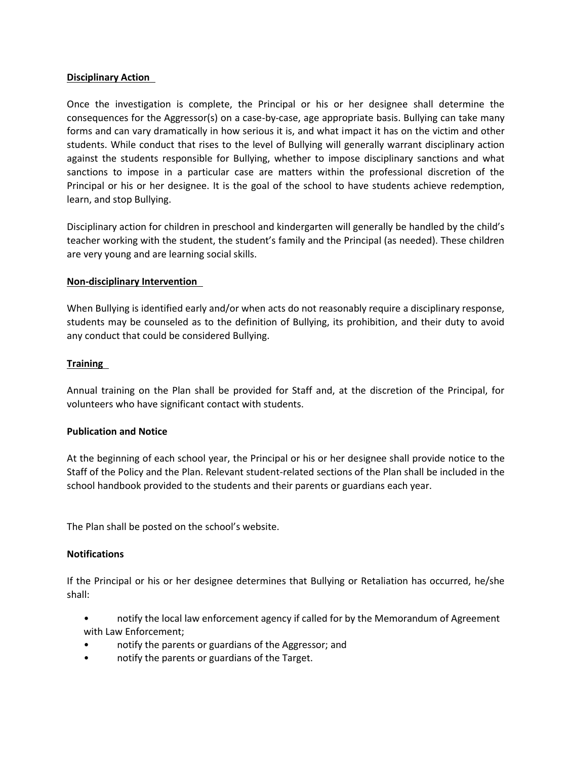**Disciplinary Action**

Once the investigation is complete, the Principal or his or her designee shall determine the consequences for the Aggressor(s) on a case-by-case, age appropriate basis. Bullying can take many forms and can vary dramatically in how serious it is, and what impact it has on the victim and other students. While conduct that rises to the level of Bullying will generally warrant disciplinary action against the students responsible for Bullying, whether to impose disciplinary sanctions and what sanctions to impose in a particular case are matters within the professional discretion of the Principal or his or her designee. It is the goal of the school to have students achieve redemption, learn, and stop Bullying.

Disciplinary action for children in preschool and kindergarten will generally be handled by the child's teacher working with the student, the student's family and the Principal (as needed). These children are very young and are learning social skills.

**Non-disciplinary Intervention**

When Bullying is identified early and/or when acts do not reasonably require a disciplinary response, students may be counseled as to the definition of Bullying, its prohibition, and their duty to avoid any conduct that could be considered Bullying.

**Training**

Annual training on the Plan shall be provided for Staff and, at the discretion of the Principal, for volunteers who have significant contact with students.

**Publication and Notice**

At the beginning of each school year, the Principal or his or her designee shall provide notice to the Staff of the Policy and the Plan. Relevant student-related sections of the Plan shall be included in the school handbook provided to the students and their parents or guardians each year.

The Plan shall be posted on the school's website.

**Notifications**

If the Principal or his or her designee determines that Bullying or Retaliation has occurred, he/she shall:

- notify the local law enforcement agency if called for by the Memorandum of Agreement with Law Enforcement;
- notify the parents or guardians of the Aggressor; and
- notify the parents or guardians of the Target.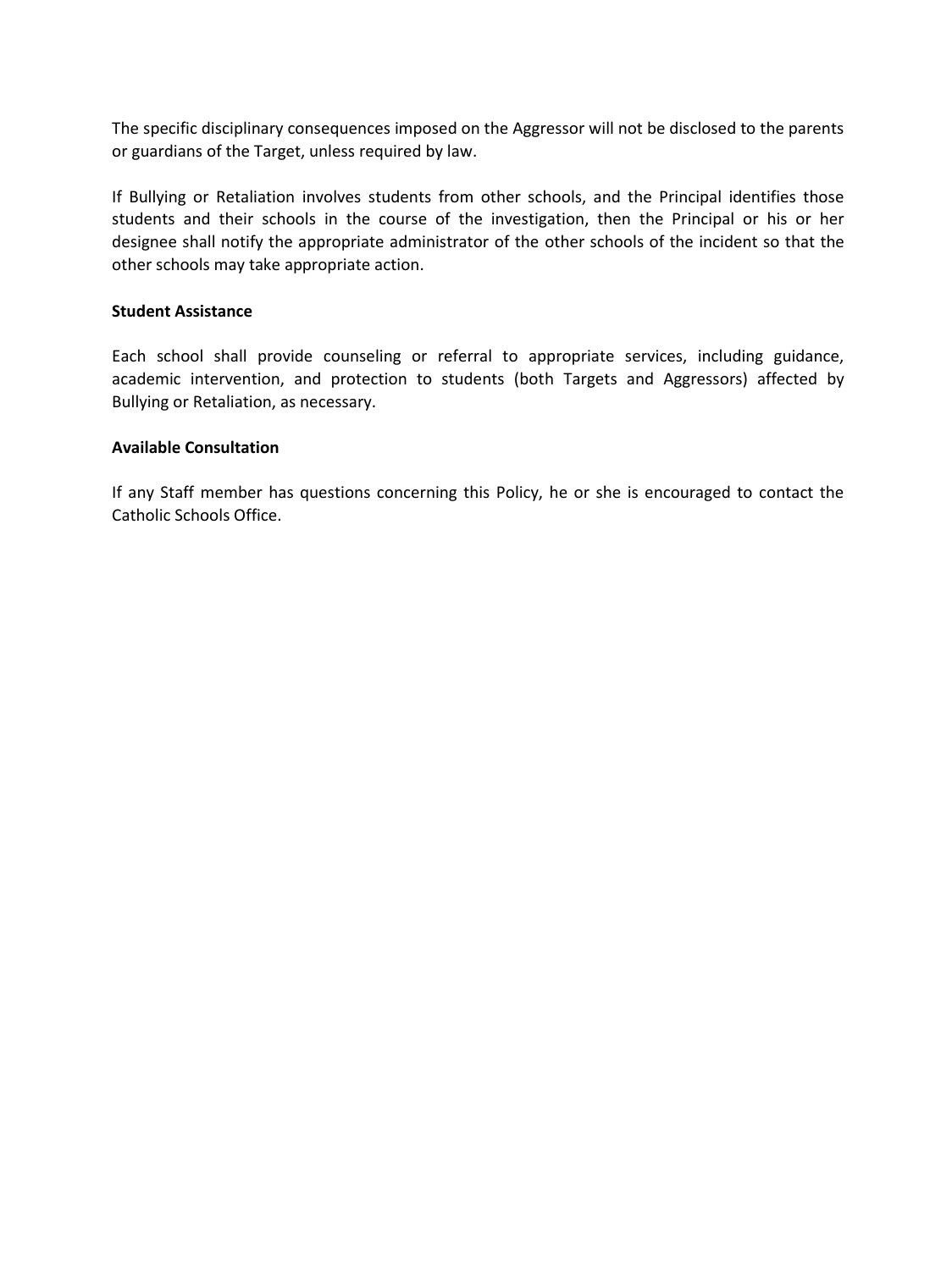The specific disciplinary consequences imposed on the Aggressor will not be disclosed to the parents or guardians of the Target, unless required by law.

If Bullying or Retaliation involves students from other schools, and the Principal identifies those students and their schools in the course of the investigation, then the Principal or his or her designee shall notify the appropriate administrator of the other schools of the incident so that the other schools may take appropriate action.

**Student Assistance**

Each school shall provide counseling or referral to appropriate services, including guidance, academic intervention, and protection to students (both Targets and Aggressors) affected by Bullying or Retaliation, as necessary.

**Available Consultation**

If any Staff member has questions concerning this Policy, he or she is encouraged to contact the Catholic Schools Office.